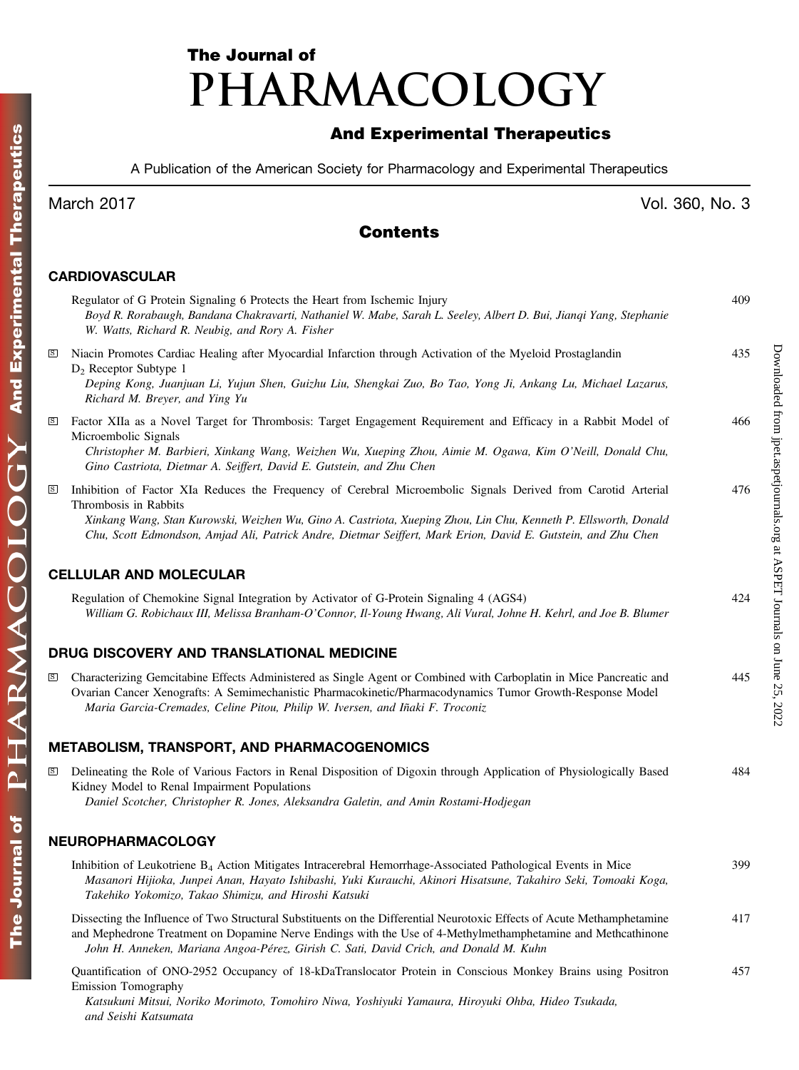# The Journal of PHARMACOLOGY And Experimental Therapeutics

A Publication of the American Society for Pharmacology and Experimental Therapeutics

March 2017 Vol. 360, No. 3

## Contents

### CARDIOVASCULAR

Regulator of G Protein Signaling 6 Protects the Heart from Ischemic Injury — 409
*Boyd R. Rorabaugh, Bandana Chakravarti, Nathaniel W. Mabe, Sarah L. Seeley, Albert D. Bui, Jianqi Yang, Stephanie W. Watts, Richard R. Neubig, and Rory A. Fisher*

[S] Niacin Promotes Cardiac Healing after Myocardial Infarction through Activation of the Myeloid Prostaglandin $D_2$ Receptor Subtype 1 — 435
*Deping Kong, Juanjuan Li, Yujun Shen, Guizhu Liu, Shengkai Zuo, Bo Tao, Yong Ji, Ankang Lu, Michael Lazarus, Richard M. Breyer, and Ying Yu*

[S] Factor XIIa as a Novel Target for Thrombosis: Target Engagement Requirement and Efficacy in a Rabbit Model of Microembolic Signals — 466
*Christopher M. Barbieri, Xinkang Wang, Weizhen Wu, Xueping Zhou, Aimie M. Ogawa, Kim O'Neill, Donald Chu, Gino Castriota, Dietmar A. Seiffert, David E. Gutstein, and Zhu Chen*

[S] Inhibition of Factor XIa Reduces the Frequency of Cerebral Microembolic Signals Derived from Carotid Arterial Thrombosis in Rabbits — 476
*Xinkang Wang, Stan Kurowski, Weizhen Wu, Gino A. Castriota, Xueping Zhou, Lin Chu, Kenneth P. Ellsworth, Donald Chu, Scott Edmondson, Amjad Ali, Patrick Andre, Dietmar Seiffert, Mark Erion, David E. Gutstein, and Zhu Chen*

### CELLULAR AND MOLECULAR

Regulation of Chemokine Signal Integration by Activator of G-Protein Signaling 4 (AGS4) — 424
*William G. Robichaux III, Melissa Branham-O'Connor, Il-Young Hwang, Ali Vural, Johne H. Kehrl, and Joe B. Blumer*

### DRUG DISCOVERY AND TRANSLATIONAL MEDICINE

[S] Characterizing Gemcitabine Effects Administered as Single Agent or Combined with Carboplatin in Mice Pancreatic and Ovarian Cancer Xenografts: A Semimechanistic Pharmacokinetic/Pharmacodynamics Tumor Growth-Response Model — 445
*Maria Garcia-Cremades, Celine Pitou, Philip W. Iversen, and Iñaki F. Troconiz*

### METABOLISM, TRANSPORT, AND PHARMACOGENOMICS

[S] Delineating the Role of Various Factors in Renal Disposition of Digoxin through Application of Physiologically Based Kidney Model to Renal Impairment Populations — 484
*Daniel Scotcher, Christopher R. Jones, Aleksandra Galetin, and Amin Rostami-Hodjegan*

### NEUROPHARMACOLOGY

Inhibition of Leukotriene $B_4$ Action Mitigates Intracerebral Hemorrhage-Associated Pathological Events in Mice — 399
*Masanori Hijioka, Junpei Anan, Hayato Ishibashi, Yuki Kurauchi, Akinori Hisatsune, Takahiro Seki, Tomoaki Koga, Takehiko Yokomizo, Takao Shimizu, and Hiroshi Katsuki*

Dissecting the Influence of Two Structural Substituents on the Differential Neurotoxic Effects of Acute Methamphetamine and Mephedrone Treatment on Dopamine Nerve Endings with the Use of 4-Methylmethamphetamine and Methcathinone — 417
*John H. Anneken, Mariana Angoa-Pérez, Girish C. Sati, David Crich, and Donald M. Kuhn*

Quantification of ONO-2952 Occupancy of 18-kDaTranslocator Protein in Conscious Monkey Brains using Positron Emission Tomography — 457
*Katsukuni Mitsui, Noriko Morimoto, Tomohiro Niwa, Yoshiyuki Yamaura, Hiroyuki Ohba, Hideo Tsukada, and Seishi Katsumata*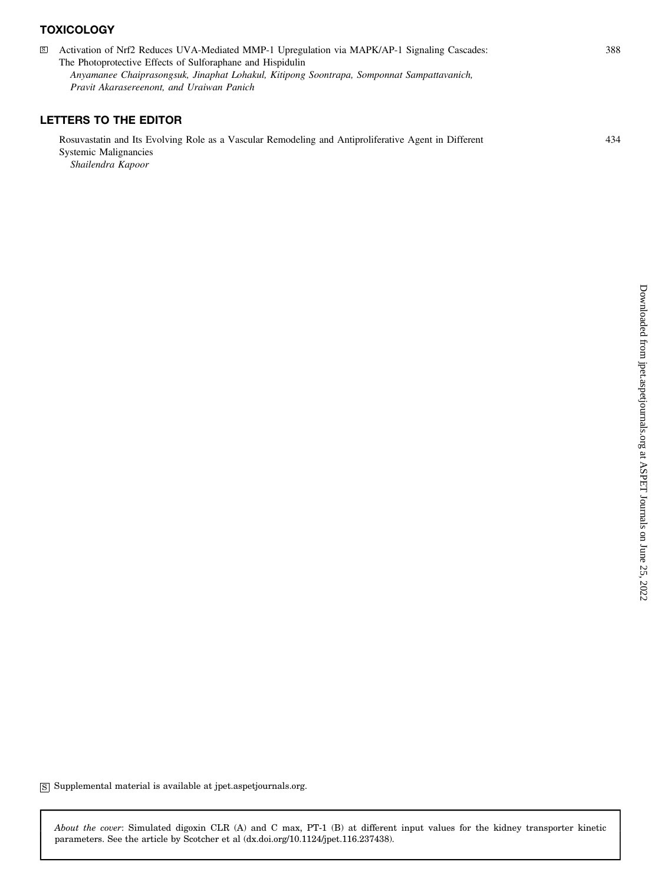## TOXICOLOGY

[S] Activation of Nrf2 Reduces UVA-Mediated MMP-1 Upregulation via MAPK/AP-1 Signaling Cascades: The Photoprotective Effects of Sulforaphane and Hispidulin — 388
*Anyamanee Chaiprasongsuk, Jinaphat Lohakul, Kitipong Soontrapa, Somponnat Sampattavanich, Pravit Akarasereenont, and Uraiwan Panich*

## LETTERS TO THE EDITOR

Rosuvastatin and Its Evolving Role as a Vascular Remodeling and Antiproliferative Agent in Different Systemic Malignancies — 434
*Shailendra Kapoor*

[S] Supplemental material is available at jpet.aspetjournals.org.

*About the cover*: Simulated digoxin CLR (A) and C max, PT-1 (B) at different input values for the kidney transporter kinetic parameters. See the article by Scotcher et al (dx.doi.org/10.1124/jpet.116.237438).